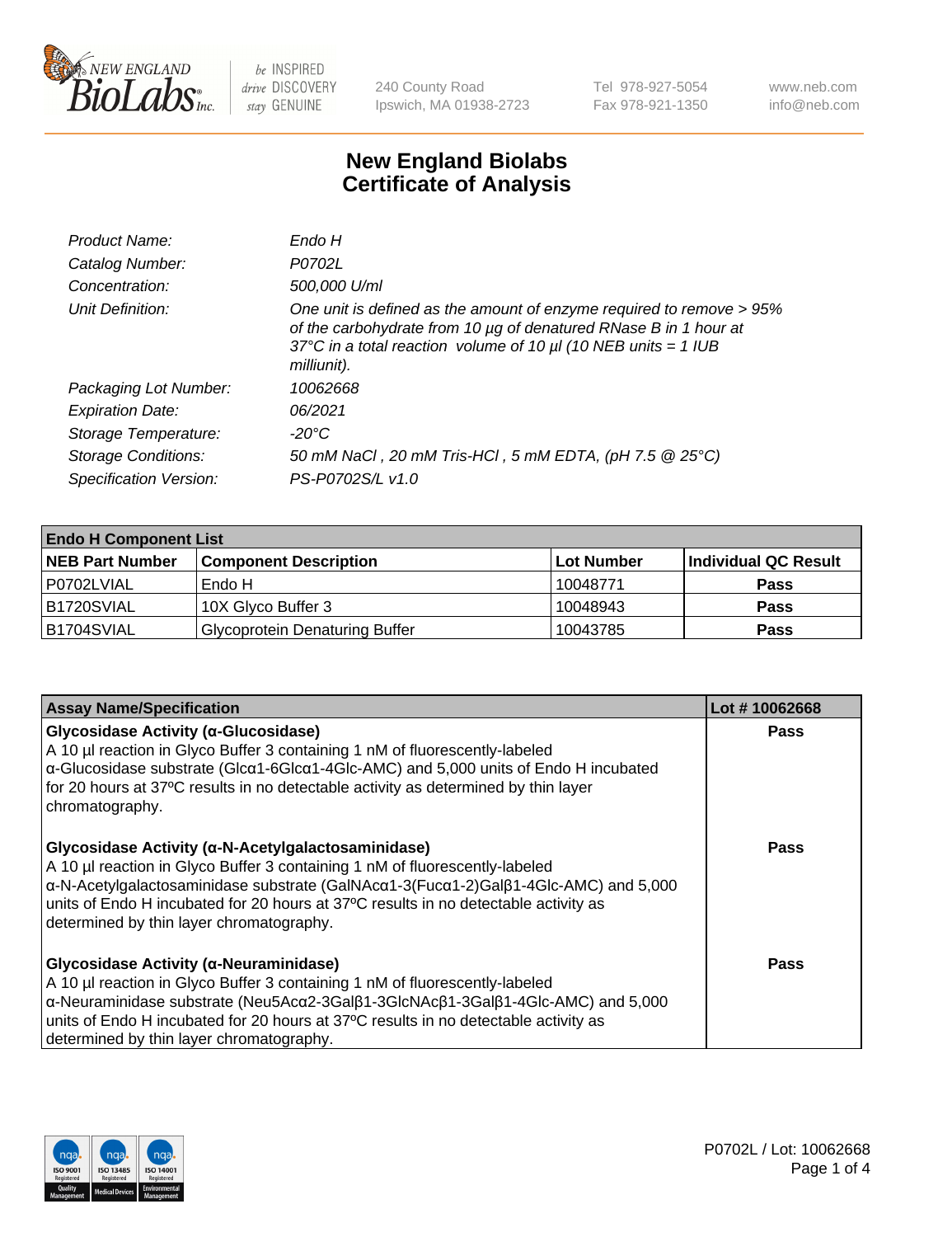NEW ENGLAND BioLabs Inc. — be INSPIRED drive DISCOVERY stay GENUINE

240 County Road
Ipswich, MA 01938-2723

Tel 978-927-5054
Fax 978-921-1350

www.neb.com
info@neb.com

# New England Biolabs
# Certificate of Analysis

| | |
|---|---|
| *Product Name:* | *Endo H* |
| *Catalog Number:* | *P0702L* |
| *Concentration:* | *500,000 U/ml* |
| *Unit Definition:* | *One unit is defined as the amount of enzyme required to remove > 95% of the carbohydrate from 10 µg of denatured RNase B in 1 hour at 37°C in a total reaction volume of 10 µl (10 NEB units = 1 IUB milliunit).* |
| *Packaging Lot Number:* | *10062668* |
| *Expiration Date:* | *06/2021* |
| *Storage Temperature:* | *-20°C* |
| *Storage Conditions:* | *50 mM NaCl , 20 mM Tris-HCl , 5 mM EDTA, (pH 7.5 @ 25°C)* |
| *Specification Version:* | *PS-P0702S/L v1.0* |

| **Endo H Component List** | | | |
|---|---|---|---|
| **NEB Part Number** | **Component Description** | **Lot Number** | **Individual QC Result** |
| P0702LVIAL | Endo H | 10048771 | **Pass** |
| B1720SVIAL | 10X Glyco Buffer 3 | 10048943 | **Pass** |
| B1704SVIAL | Glycoprotein Denaturing Buffer | 10043785 | **Pass** |

| **Assay Name/Specification** | **Lot # 10062668** |
|---|---|
| **Glycosidase Activity (α-Glucosidase)**<br>A 10 µl reaction in Glyco Buffer 3 containing 1 nM of fluorescently-labeled α-Glucosidase substrate (Glcα1-6Glcα1-4Glc-AMC) and 5,000 units of Endo H incubated for 20 hours at 37ºC results in no detectable activity as determined by thin layer chromatography. | **Pass** |
| **Glycosidase Activity (α-N-Acetylgalactosaminidase)**<br>A 10 µl reaction in Glyco Buffer 3 containing 1 nM of fluorescently-labeled α-N-Acetylgalactosaminidase substrate (GalNAcα1-3(Fucα1-2)Galβ1-4Glc-AMC) and 5,000 units of Endo H incubated for 20 hours at 37ºC results in no detectable activity as determined by thin layer chromatography. | **Pass** |
| **Glycosidase Activity (α-Neuraminidase)**<br>A 10 µl reaction in Glyco Buffer 3 containing 1 nM of fluorescently-labeled α-Neuraminidase substrate (Neu5Acα2-3Galβ1-3GlcNAcβ1-3Galβ1-4Glc-AMC) and 5,000 units of Endo H incubated for 20 hours at 37ºC results in no detectable activity as determined by thin layer chromatography. | **Pass** |

P0702L / Lot: 10062668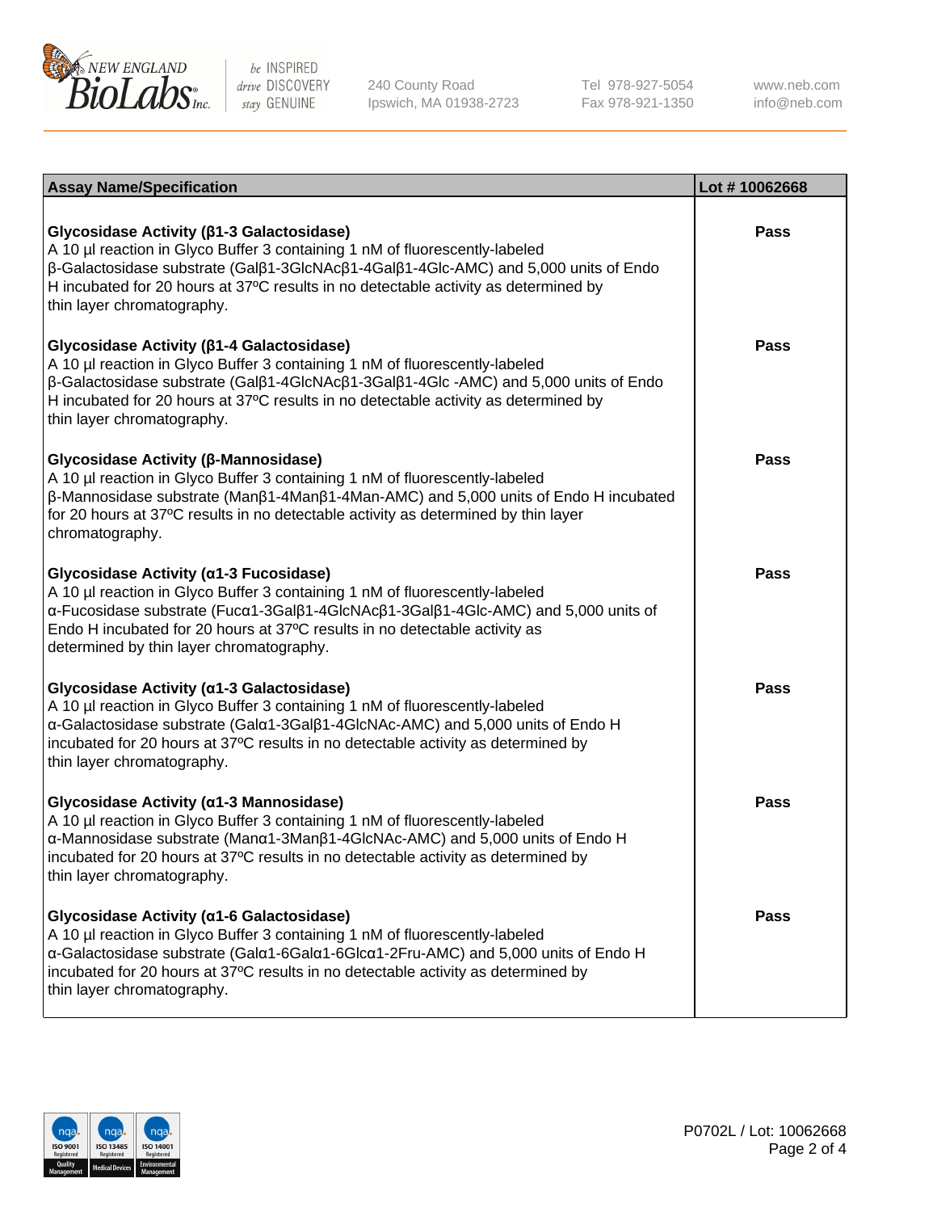| Assay Name/Specification | Lot # 10062668 |
|---|---|
| **Glycosidase Activity (β1-3 Galactosidase)**<br>A 10 µl reaction in Glyco Buffer 3 containing 1 nM of fluorescently-labeled β-Galactosidase substrate (Galβ1-3GlcNAcβ1-4Galβ1-4Glc-AMC) and 5,000 units of Endo H incubated for 20 hours at 37ºC results in no detectable activity as determined by thin layer chromatography. | **Pass** |
| **Glycosidase Activity (β1-4 Galactosidase)**<br>A 10 µl reaction in Glyco Buffer 3 containing 1 nM of fluorescently-labeled β-Galactosidase substrate (Galβ1-4GlcNAcβ1-3Galβ1-4Glc -AMC) and 5,000 units of Endo H incubated for 20 hours at 37ºC results in no detectable activity as determined by thin layer chromatography. | **Pass** |
| **Glycosidase Activity (β-Mannosidase)**<br>A 10 µl reaction in Glyco Buffer 3 containing 1 nM of fluorescently-labeled β-Mannosidase substrate (Manβ1-4Manβ1-4Man-AMC) and 5,000 units of Endo H incubated for 20 hours at 37ºC results in no detectable activity as determined by thin layer chromatography. | **Pass** |
| **Glycosidase Activity (α1-3 Fucosidase)**<br>A 10 µl reaction in Glyco Buffer 3 containing 1 nM of fluorescently-labeled α-Fucosidase substrate (Fucα1-3Galβ1-4GlcNAcβ1-3Galβ1-4Glc-AMC) and 5,000 units of Endo H incubated for 20 hours at 37ºC results in no detectable activity as determined by thin layer chromatography. | **Pass** |
| **Glycosidase Activity (α1-3 Galactosidase)**<br>A 10 µl reaction in Glyco Buffer 3 containing 1 nM of fluorescently-labeled α-Galactosidase substrate (Galα1-3Galβ1-4GlcNAc-AMC) and 5,000 units of Endo H incubated for 20 hours at 37ºC results in no detectable activity as determined by thin layer chromatography. | **Pass** |
| **Glycosidase Activity (α1-3 Mannosidase)**<br>A 10 µl reaction in Glyco Buffer 3 containing 1 nM of fluorescently-labeled α-Mannosidase substrate (Manα1-3Manβ1-4GlcNAc-AMC) and 5,000 units of Endo H incubated for 20 hours at 37ºC results in no detectable activity as determined by thin layer chromatography. | **Pass** |
| **Glycosidase Activity (α1-6 Galactosidase)**<br>A 10 µl reaction in Glyco Buffer 3 containing 1 nM of fluorescently-labeled α-Galactosidase substrate (Galα1-6Galα1-6Glcα1-2Fru-AMC) and 5,000 units of Endo H incubated for 20 hours at 37ºC results in no detectable activity as determined by thin layer chromatography. | **Pass** |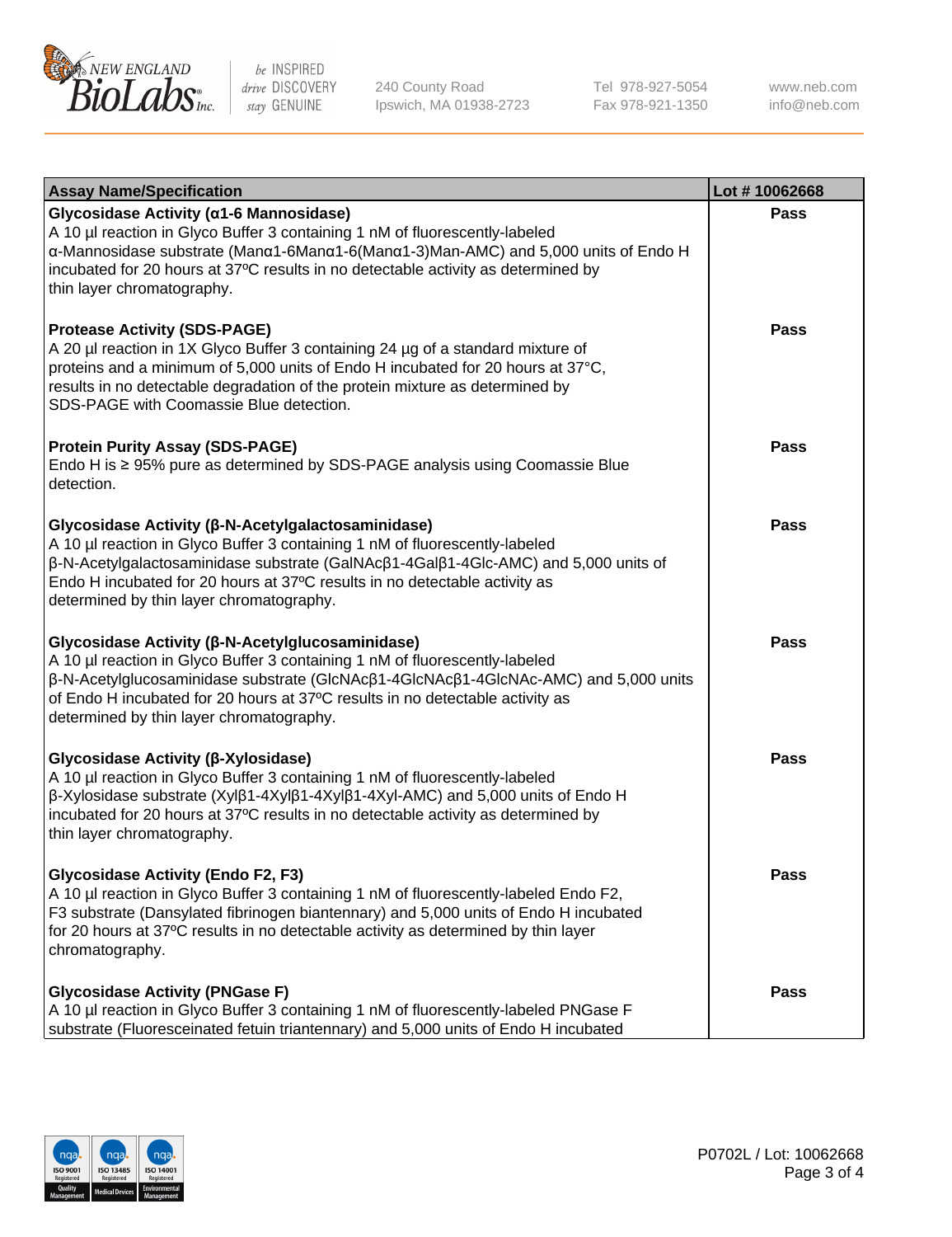| Assay Name/Specification | Lot # 10062668 |
| --- | --- |
| **Glycosidase Activity (α1-6 Mannosidase)**<br>A 10 µl reaction in Glyco Buffer 3 containing 1 nM of fluorescently-labeled α-Mannosidase substrate (Manα1-6Manα1-6(Manα1-3)Man-AMC) and 5,000 units of Endo H incubated for 20 hours at 37ºC results in no detectable activity as determined by thin layer chromatography. | Pass |
| **Protease Activity (SDS-PAGE)**<br>A 20 µl reaction in 1X Glyco Buffer 3 containing 24 µg of a standard mixture of proteins and a minimum of 5,000 units of Endo H incubated for 20 hours at 37°C, results in no detectable degradation of the protein mixture as determined by SDS-PAGE with Coomassie Blue detection. | Pass |
| **Protein Purity Assay (SDS-PAGE)**<br>Endo H is ≥ 95% pure as determined by SDS-PAGE analysis using Coomassie Blue detection. | Pass |
| **Glycosidase Activity (β-N-Acetylgalactosaminidase)**<br>A 10 µl reaction in Glyco Buffer 3 containing 1 nM of fluorescently-labeled β-N-Acetylgalactosaminidase substrate (GalNAcβ1-4Galβ1-4Glc-AMC) and 5,000 units of Endo H incubated for 20 hours at 37ºC results in no detectable activity as determined by thin layer chromatography. | Pass |
| **Glycosidase Activity (β-N-Acetylglucosaminidase)**<br>A 10 µl reaction in Glyco Buffer 3 containing 1 nM of fluorescently-labeled β-N-Acetylglucosaminidase substrate (GlcNAcβ1-4GlcNAcβ1-4GlcNAc-AMC) and 5,000 units of Endo H incubated for 20 hours at 37ºC results in no detectable activity as determined by thin layer chromatography. | Pass |
| **Glycosidase Activity (β-Xylosidase)**<br>A 10 µl reaction in Glyco Buffer 3 containing 1 nM of fluorescently-labeled β-Xylosidase substrate (Xylβ1-4Xylβ1-4Xylβ1-4Xyl-AMC) and 5,000 units of Endo H incubated for 20 hours at 37ºC results in no detectable activity as determined by thin layer chromatography. | Pass |
| **Glycosidase Activity (Endo F2, F3)**<br>A 10 µl reaction in Glyco Buffer 3 containing 1 nM of fluorescently-labeled Endo F2, F3 substrate (Dansylated fibrinogen biantennary) and 5,000 units of Endo H incubated for 20 hours at 37ºC results in no detectable activity as determined by thin layer chromatography. | Pass |
| **Glycosidase Activity (PNGase F)**<br>A 10 µl reaction in Glyco Buffer 3 containing 1 nM of fluorescently-labeled PNGase F substrate (Fluoresceinated fetuin triantennary) and 5,000 units of Endo H incubated | Pass |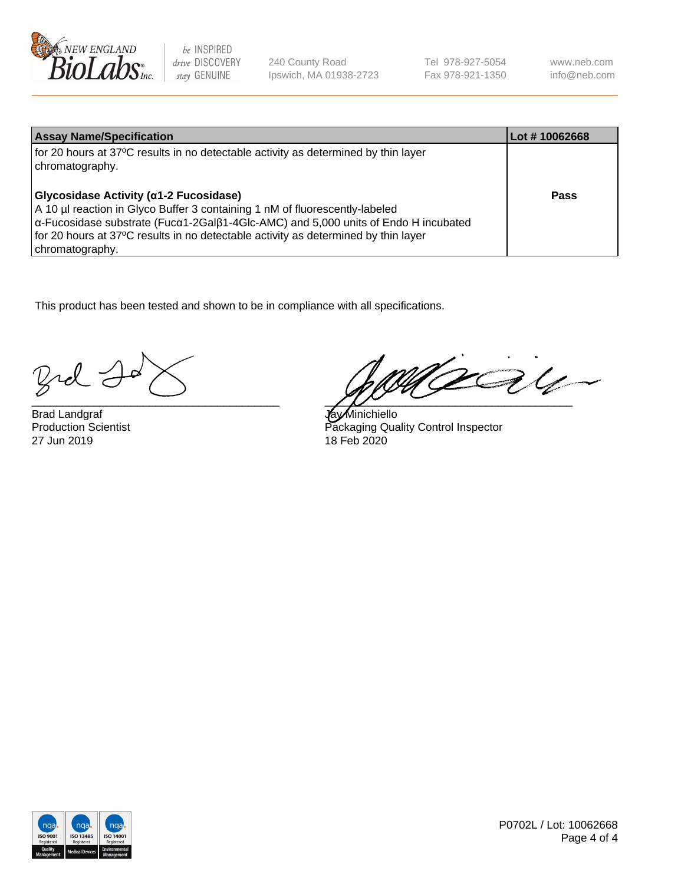| Assay Name/Specification | Lot # 10062668 |
| --- | --- |
| for 20 hours at 37ºC results in no detectable activity as determined by thin layer chromatography. | |
| **Glycosidase Activity (α1-2 Fucosidase)**<br>A 10 µl reaction in Glyco Buffer 3 containing 1 nM of fluorescently-labeled α-Fucosidase substrate (Fucα1-2Galβ1-4Glc-AMC) and 5,000 units of Endo H incubated for 20 hours at 37ºC results in no detectable activity as determined by thin layer chromatography. | **Pass** |

This product has been tested and shown to be in compliance with all specifications.

Brad Landgraf
Production Scientist
27 Jun 2019

Jay Minichiello
Packaging Quality Control Inspector
18 Feb 2020

P0702L / Lot: 10062668